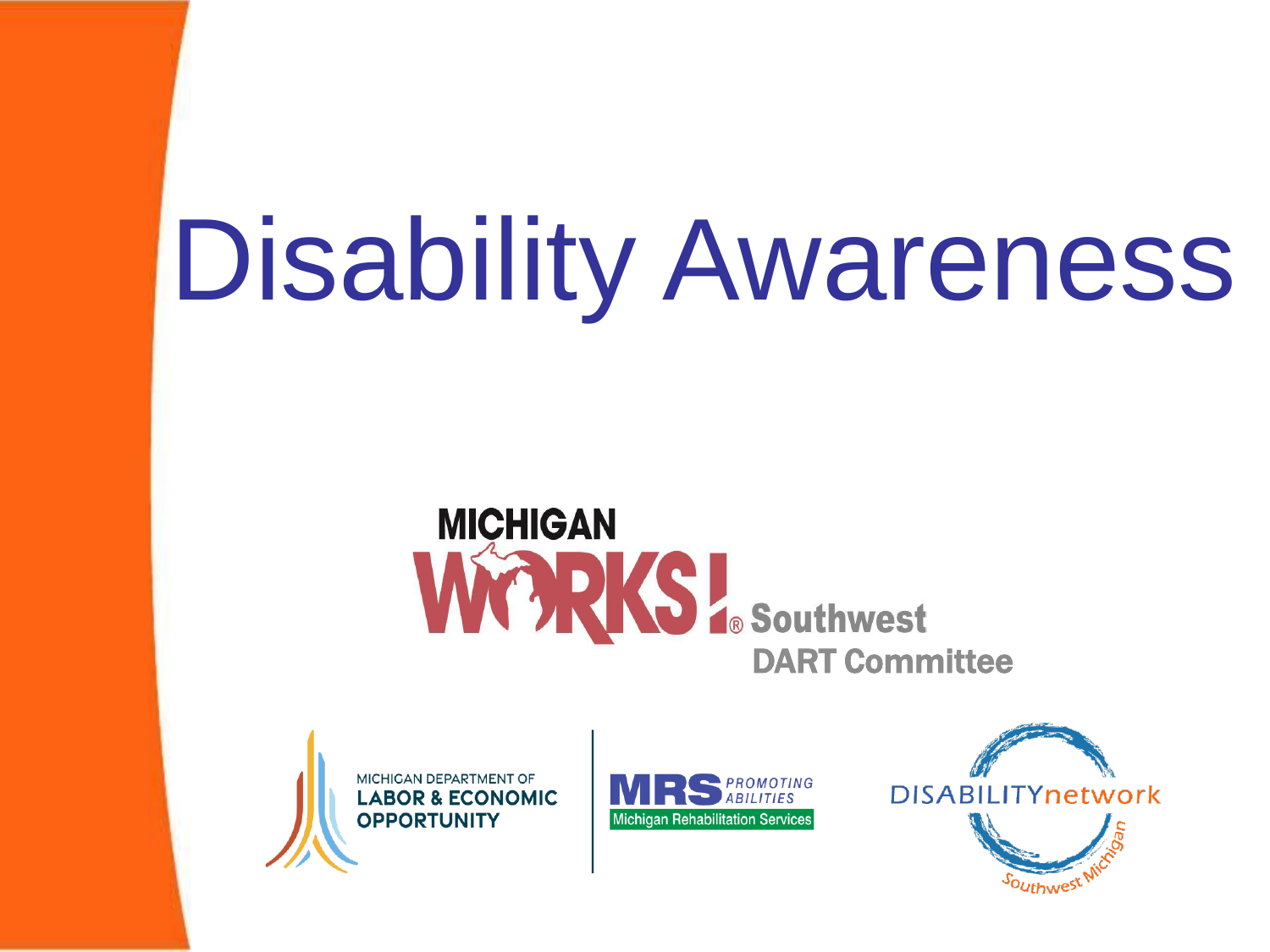# Disability Awareness

MICHIGAN WORKS! Southwest

DART Committee

MICHIGAN DEPARTMENT OF LABOR & ECONOMIC OPPORTUNITY

MRS PROMOTING ABILITIES

Michigan Rehabilitation Services

DISABILITYnetwork Southwest Michigan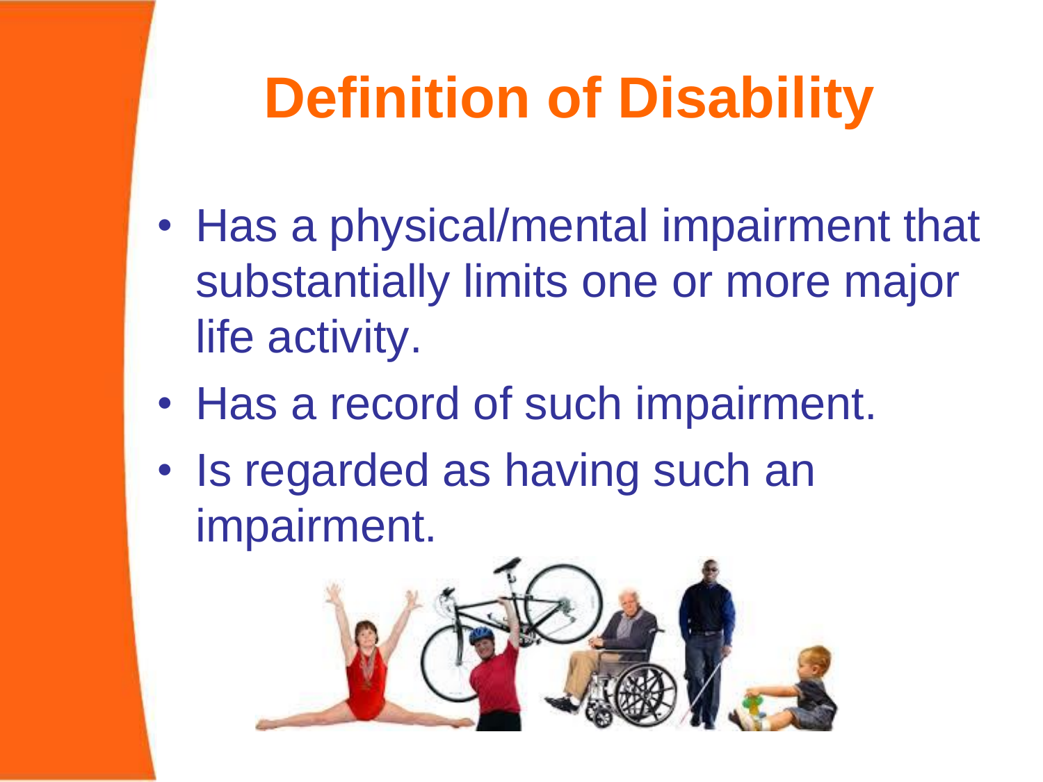# Definition of Disability

- Has a physical/mental impairment that substantially limits one or more major life activity.
- Has a record of such impairment.
- Is regarded as having such an impairment.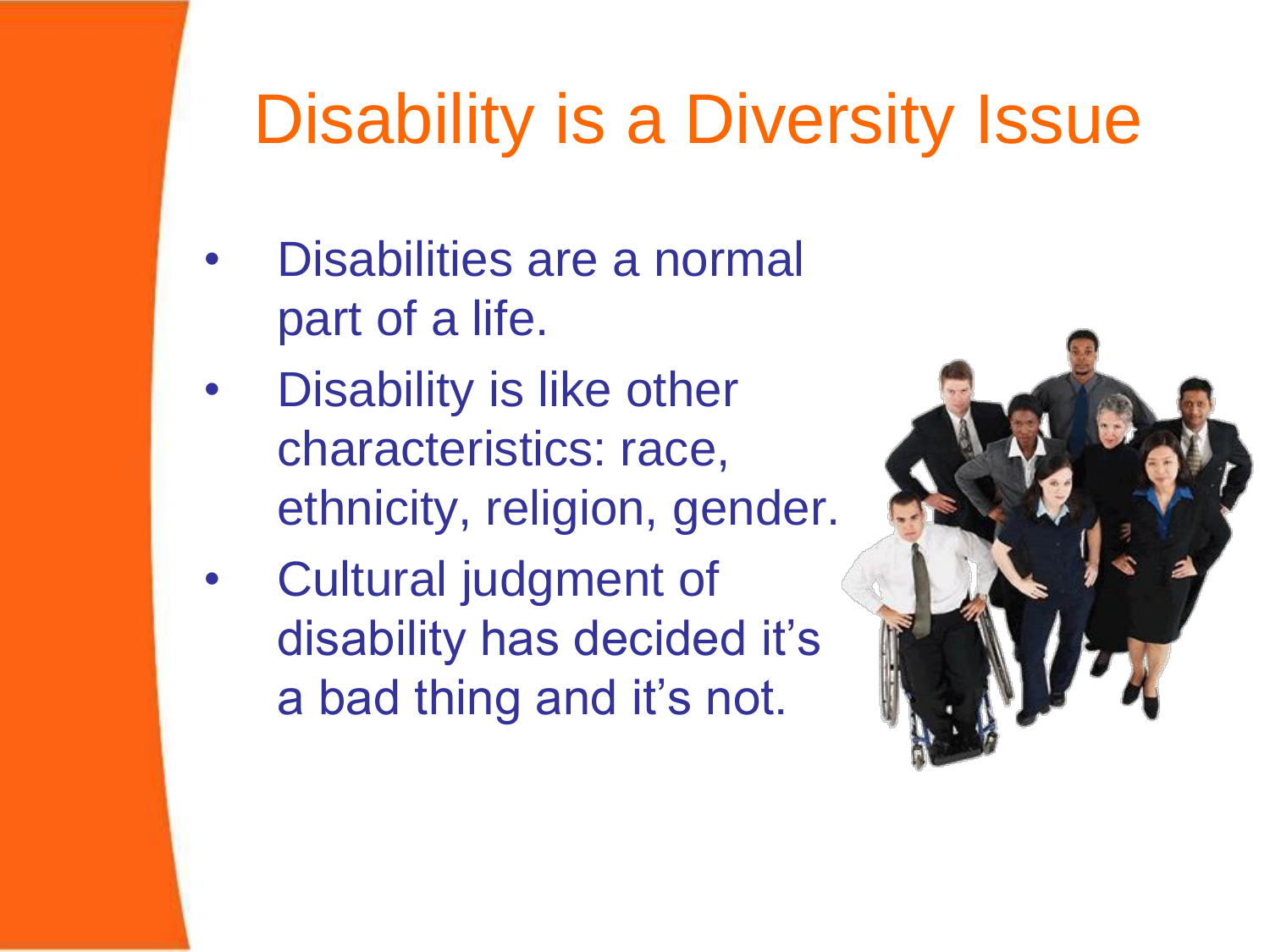# Disability is a Diversity Issue

- Disabilities are a normal part of a life.
- Disability is like other characteristics: race, ethnicity, religion, gender.
- Cultural judgment of disability has decided it's a bad thing and it's not.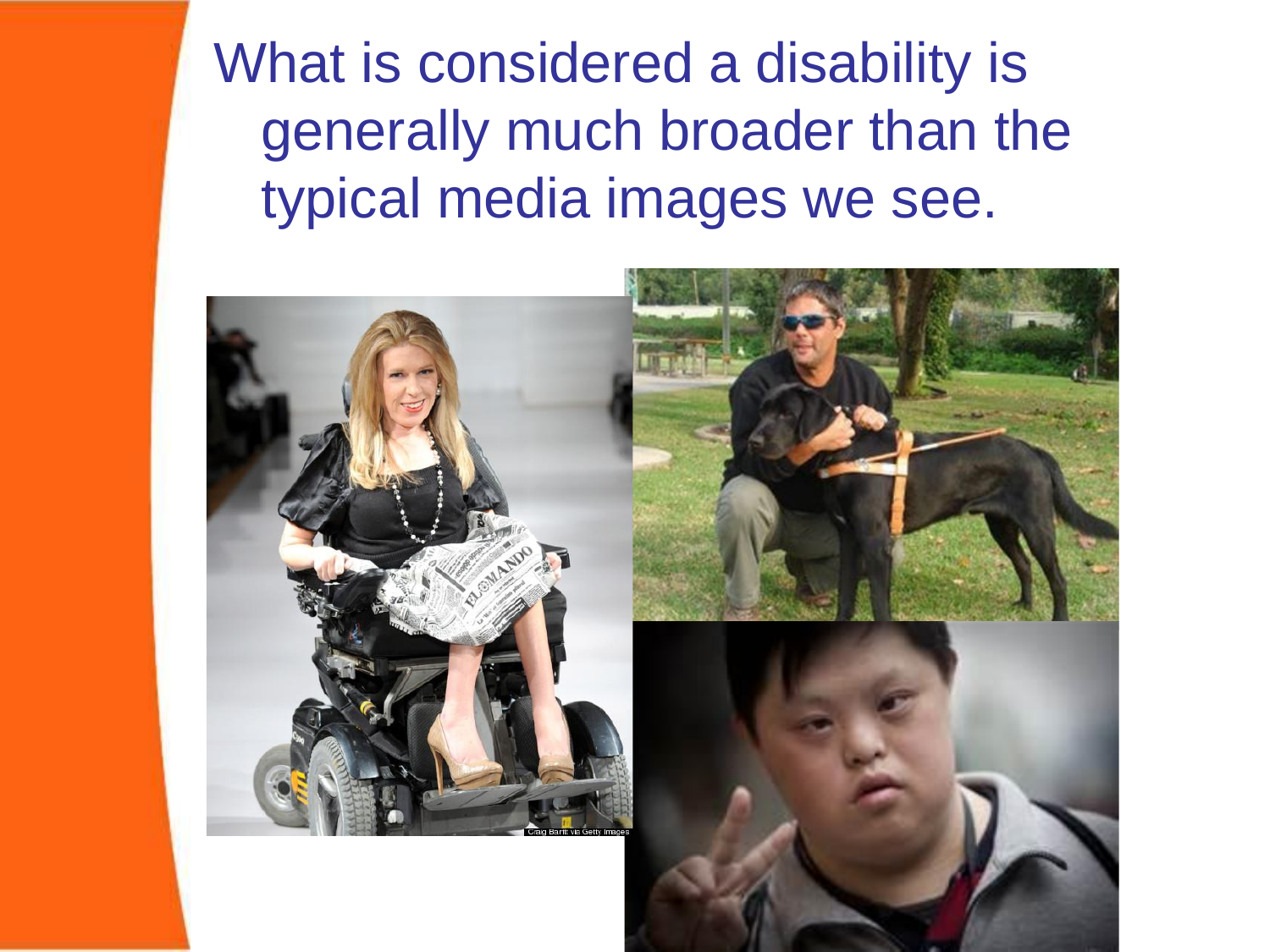What is considered a disability is generally much broader than the typical media images we see.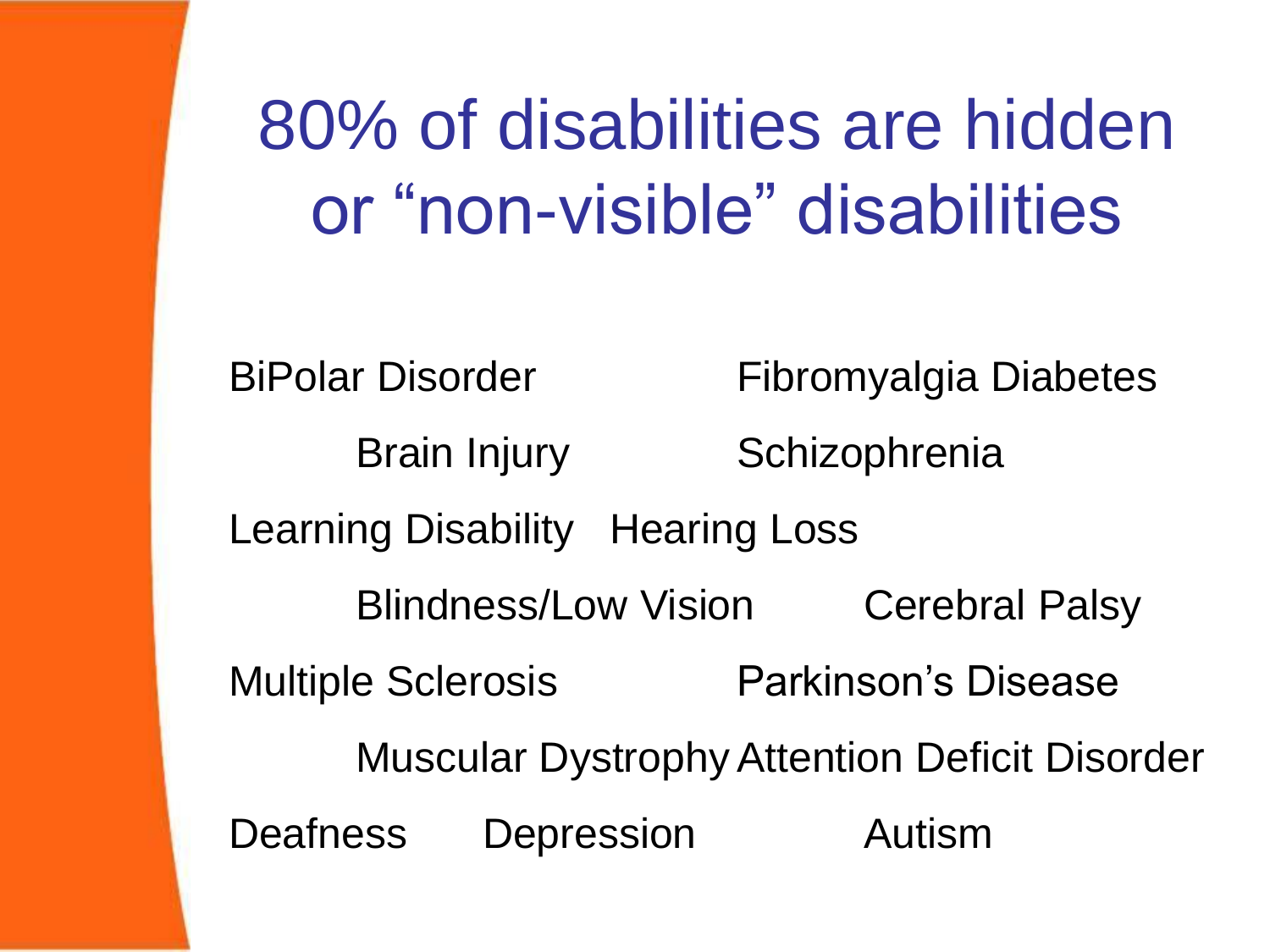# 80% of disabilities are hidden or “non-visible” disabilities

BiPolar Disorder Fibromyalgia Diabetes

Brain Injury Schizophrenia

Learning Disability Hearing Loss

Blindness/Low Vision Cerebral Palsy

Multiple Sclerosis Parkinson’s Disease

Muscular Dystrophy Attention Deficit Disorder

Deafness Depression Autism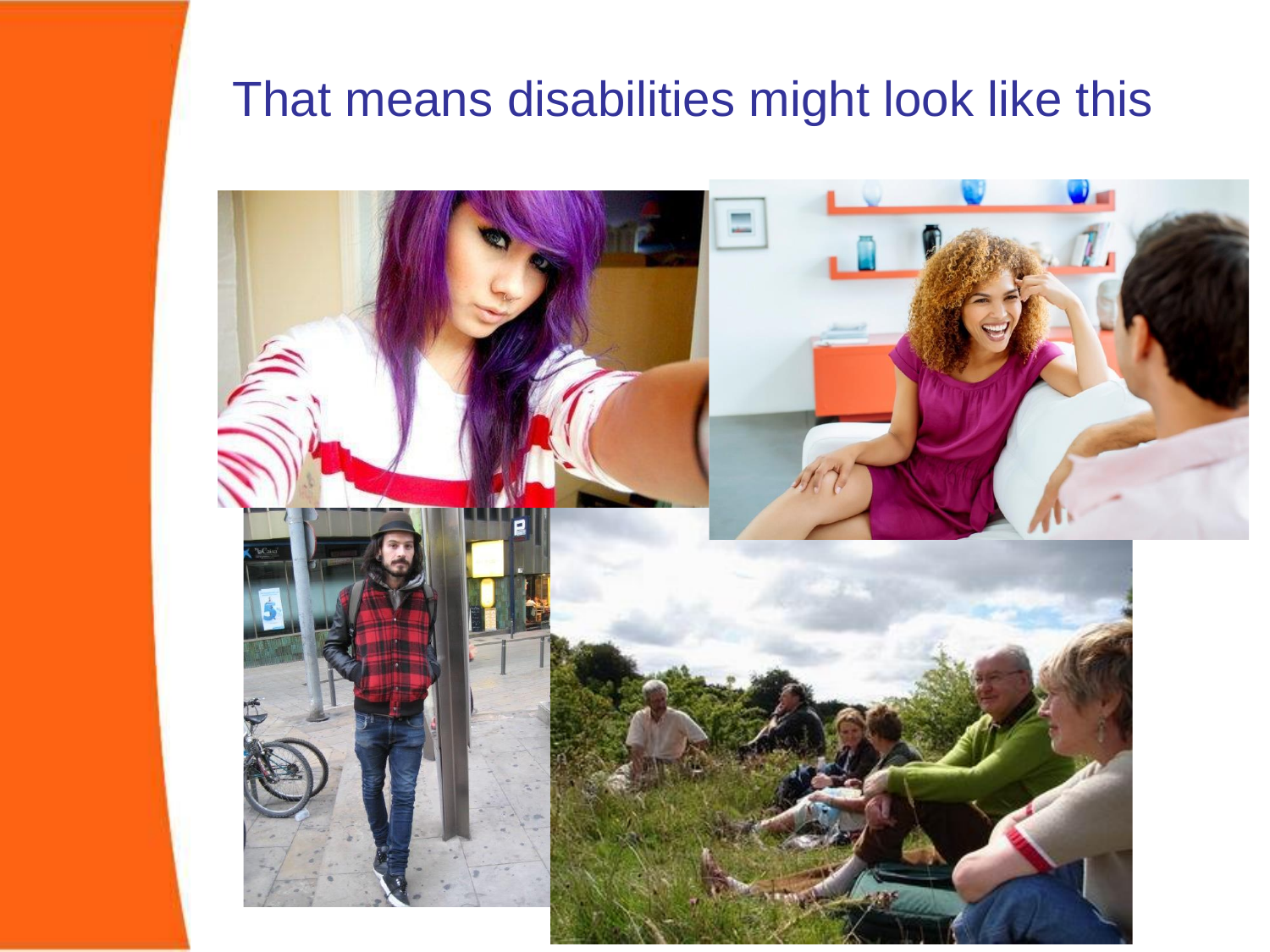# That means disabilities might look like this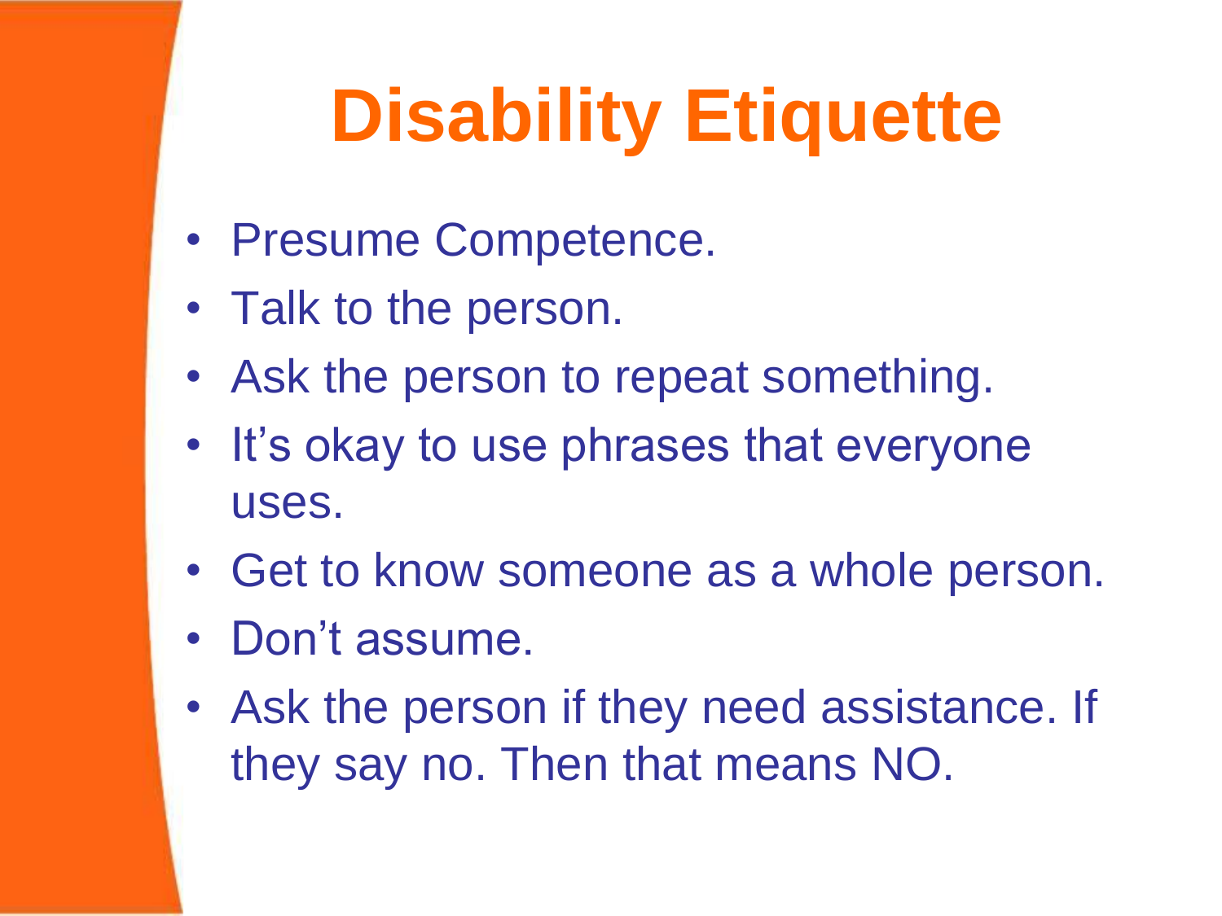# Disability Etiquette

- Presume Competence.
- Talk to the person.
- Ask the person to repeat something.
- It's okay to use phrases that everyone uses.
- Get to know someone as a whole person.
- Don't assume.
- Ask the person if they need assistance. If they say no. Then that means NO.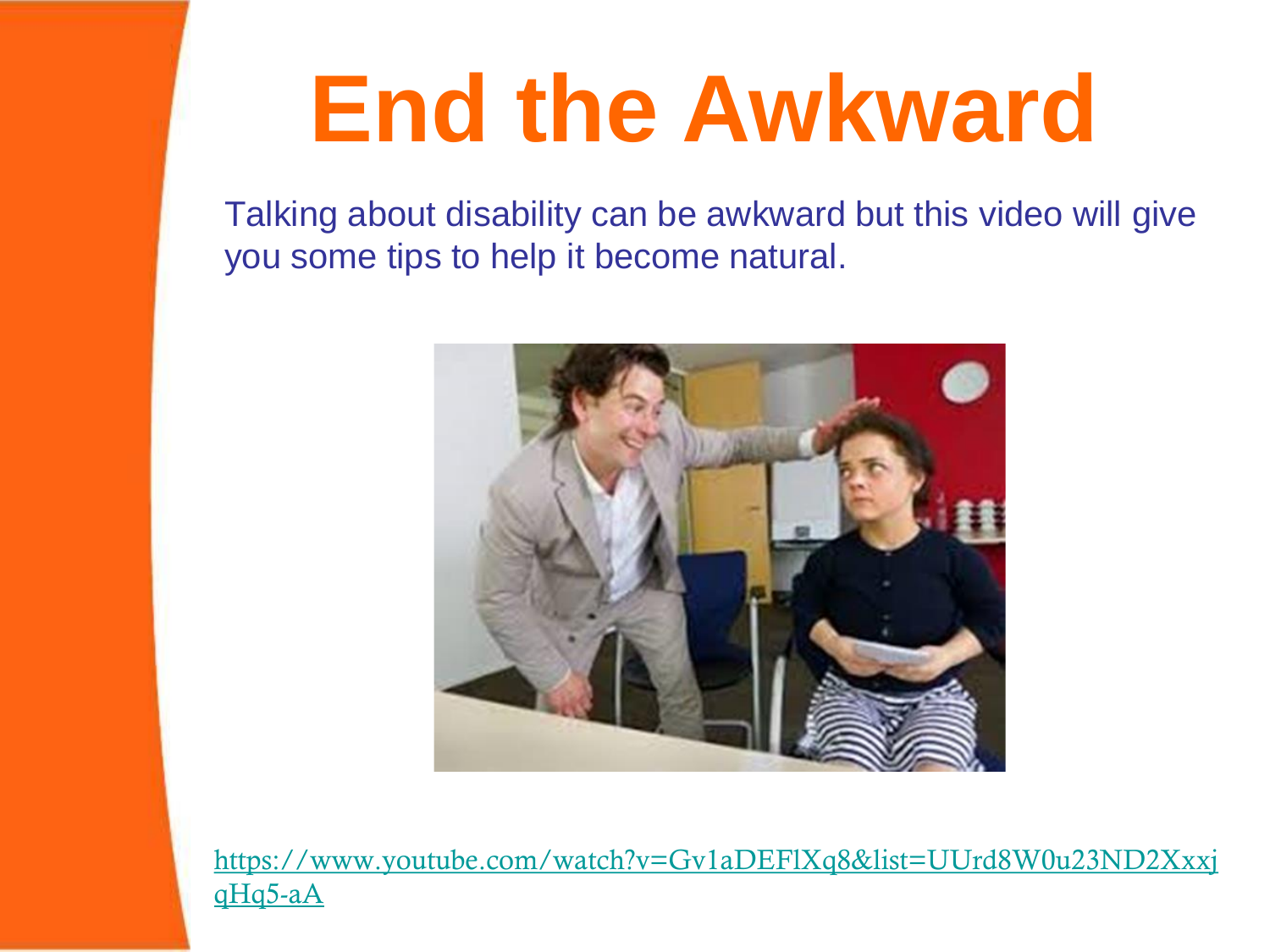# End the Awkward

Talking about disability can be awkward but this video will give you some tips to help it become natural.

https://www.youtube.com/watch?v=Gv1aDEFlXq8&list=UUrd8W0u23ND2XxjqHq5-aA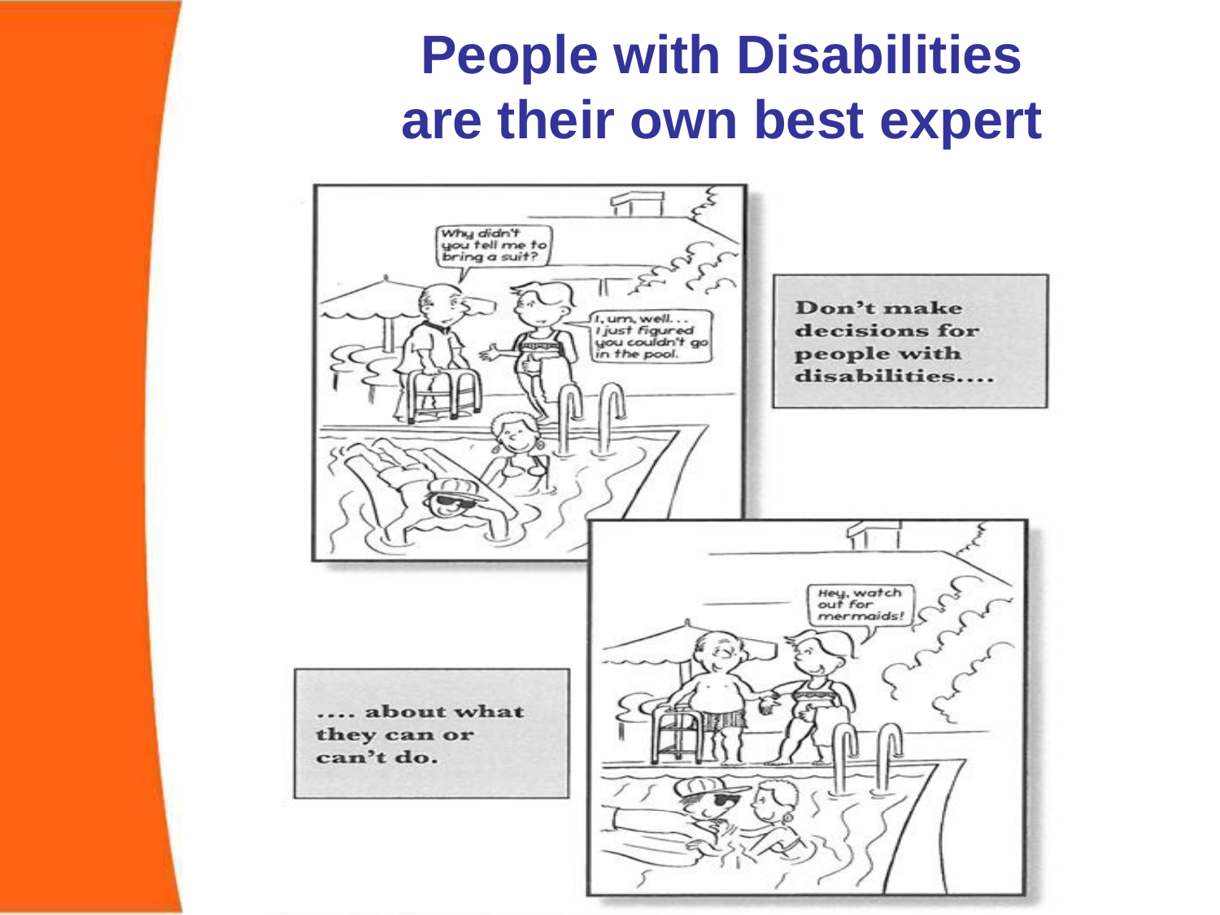# People with Disabilities are their own best expert

Why didn't you tell me to bring a suit?

I, um, well... I just figured you couldn't go in the pool.

Don't make decisions for people with disabilities....

Hey, watch out for mermaids!

.... about what they can or can't do.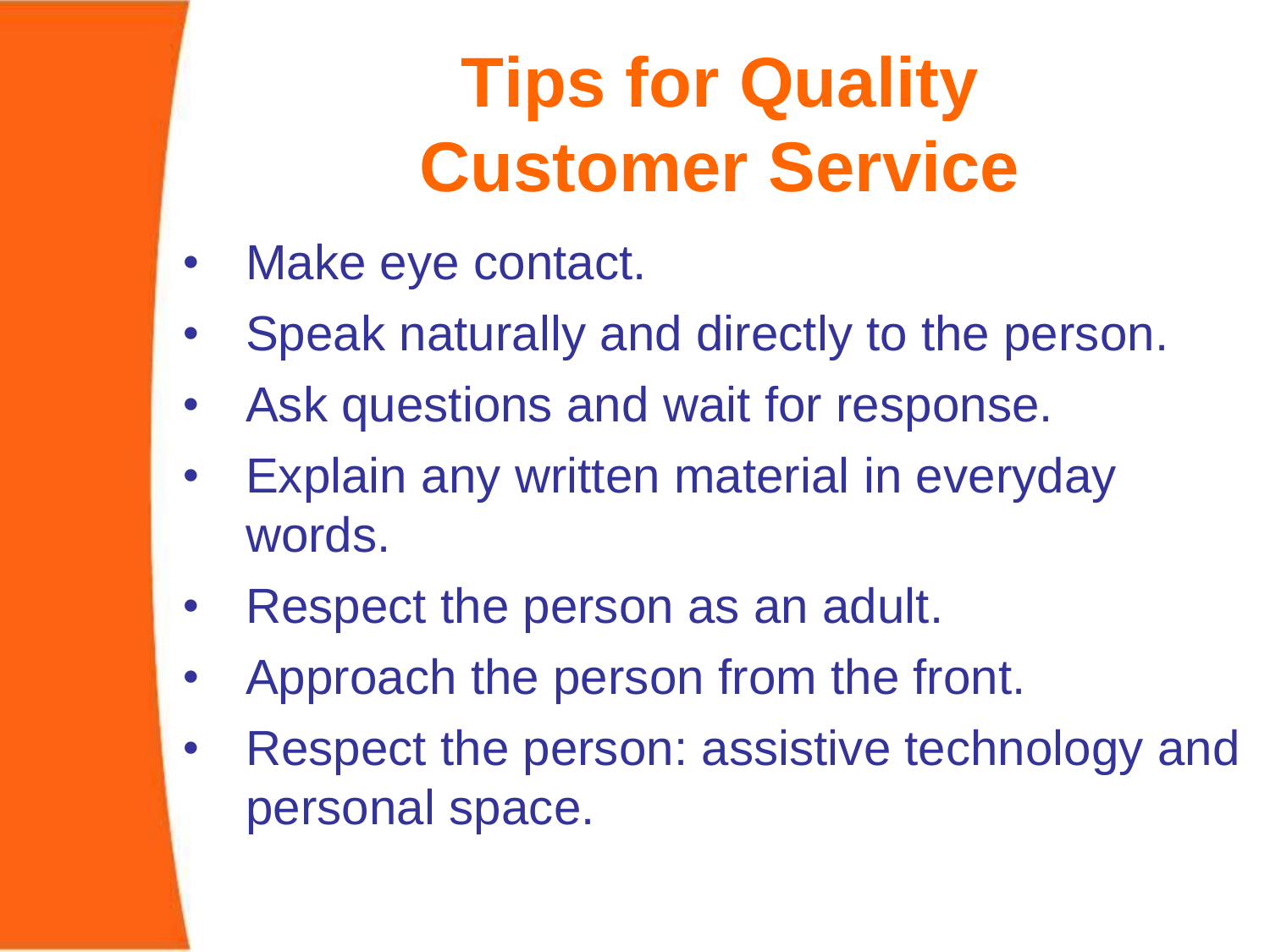# Tips for Quality Customer Service

- Make eye contact.
- Speak naturally and directly to the person.
- Ask questions and wait for response.
- Explain any written material in everyday words.
- Respect the person as an adult.
- Approach the person from the front.
- Respect the person: assistive technology and personal space.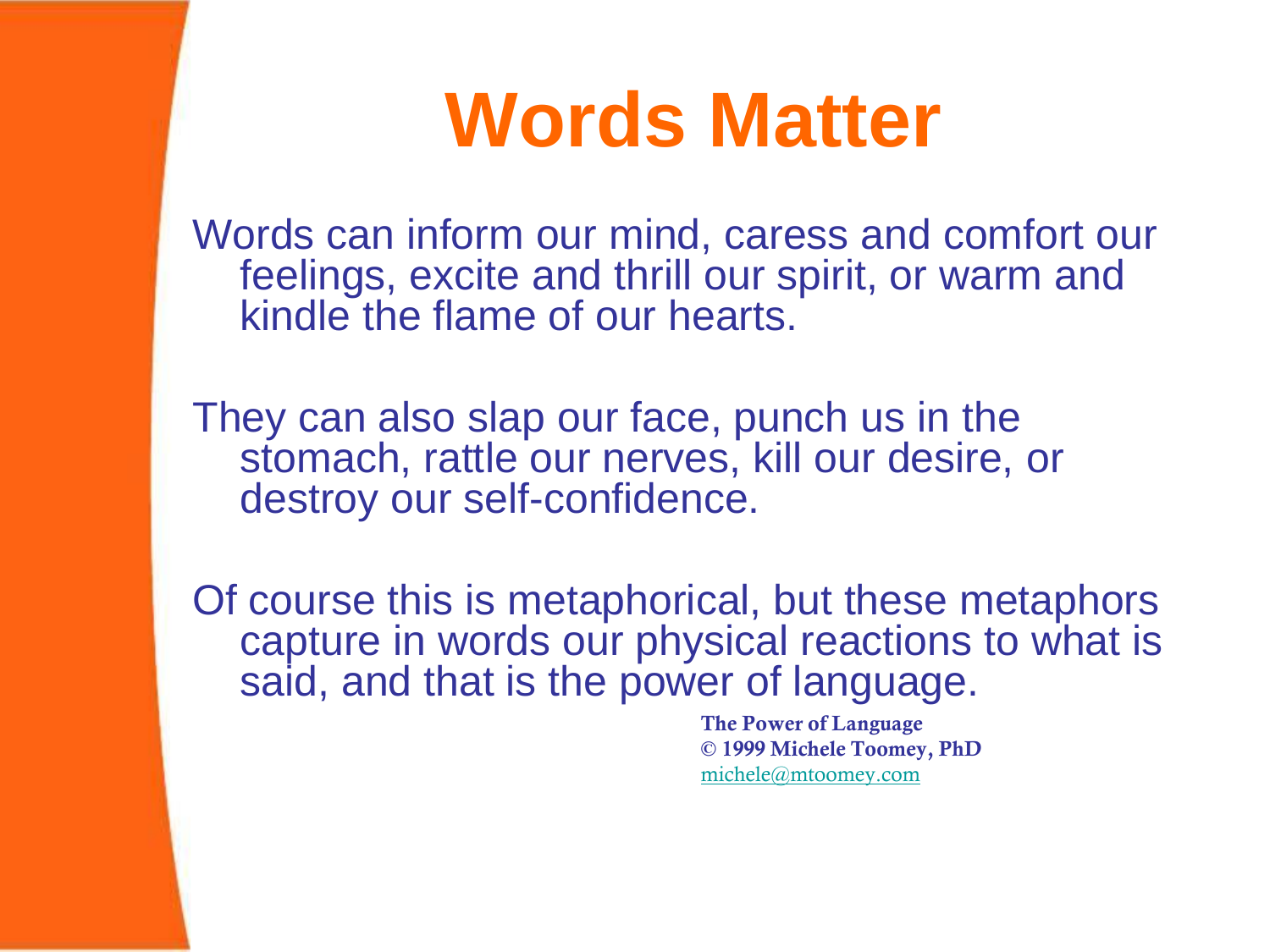# Words Matter

Words can inform our mind, caress and comfort our feelings, excite and thrill our spirit, or warm and kindle the flame of our hearts.

They can also slap our face, punch us in the stomach, rattle our nerves, kill our desire, or destroy our self-confidence.

Of course this is metaphorical, but these metaphors capture in words our physical reactions to what is said, and that is the power of language.

**The Power of Language**
**© 1999 Michele Toomey, PhD**
michele@mtoomey.com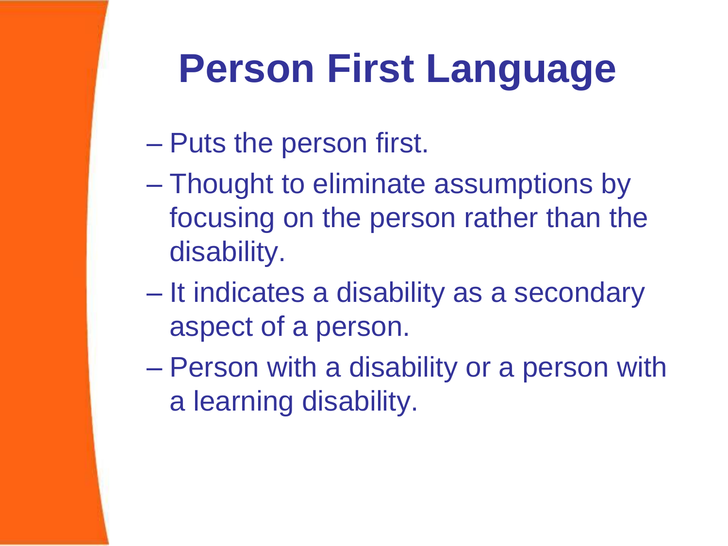# Person First Language

- Puts the person first.
- Thought to eliminate assumptions by focusing on the person rather than the disability.
- It indicates a disability as a secondary aspect of a person.
- Person with a disability or a person with a learning disability.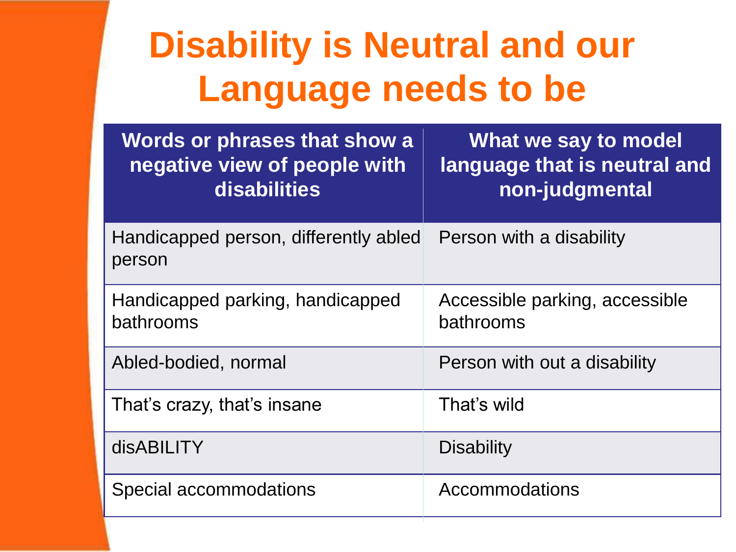# Disability is Neutral and our Language needs to be

| Words or phrases that show a negative view of people with disabilities | What we say to model language that is neutral and non-judgmental |
| --- | --- |
| Handicapped person, differently abled person | Person with a disability |
| Handicapped parking, handicapped bathrooms | Accessible parking, accessible bathrooms |
| Abled-bodied, normal | Person with out a disability |
| That's crazy, that's insane | That's wild |
| disABILITY | Disability |
| Special accommodations | Accommodations |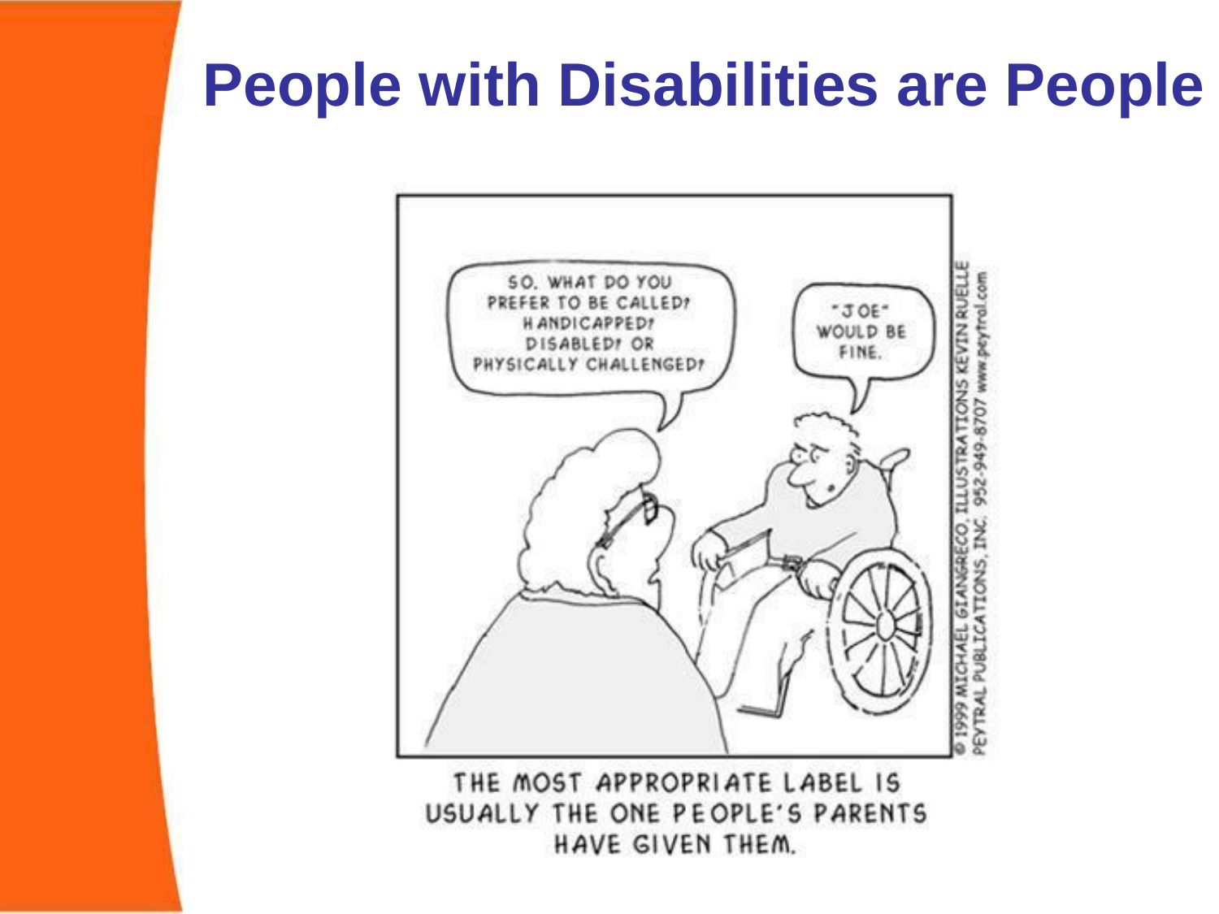# People with Disabilities are People

SO, WHAT DO YOU PREFER TO BE CALLED? HANDICAPPED? DISABLED? OR PHYSICALLY CHALLENGED?

"JOE" WOULD BE FINE.

© 1999 MICHAEL GIANGRECO, ILLUSTRATIONS KEVIN RUELLE PEYTRAL PUBLICATIONS, INC. 952-949-8707 www.peytral.com

THE MOST APPROPRIATE LABEL IS USUALLY THE ONE PEOPLE'S PARENTS HAVE GIVEN THEM.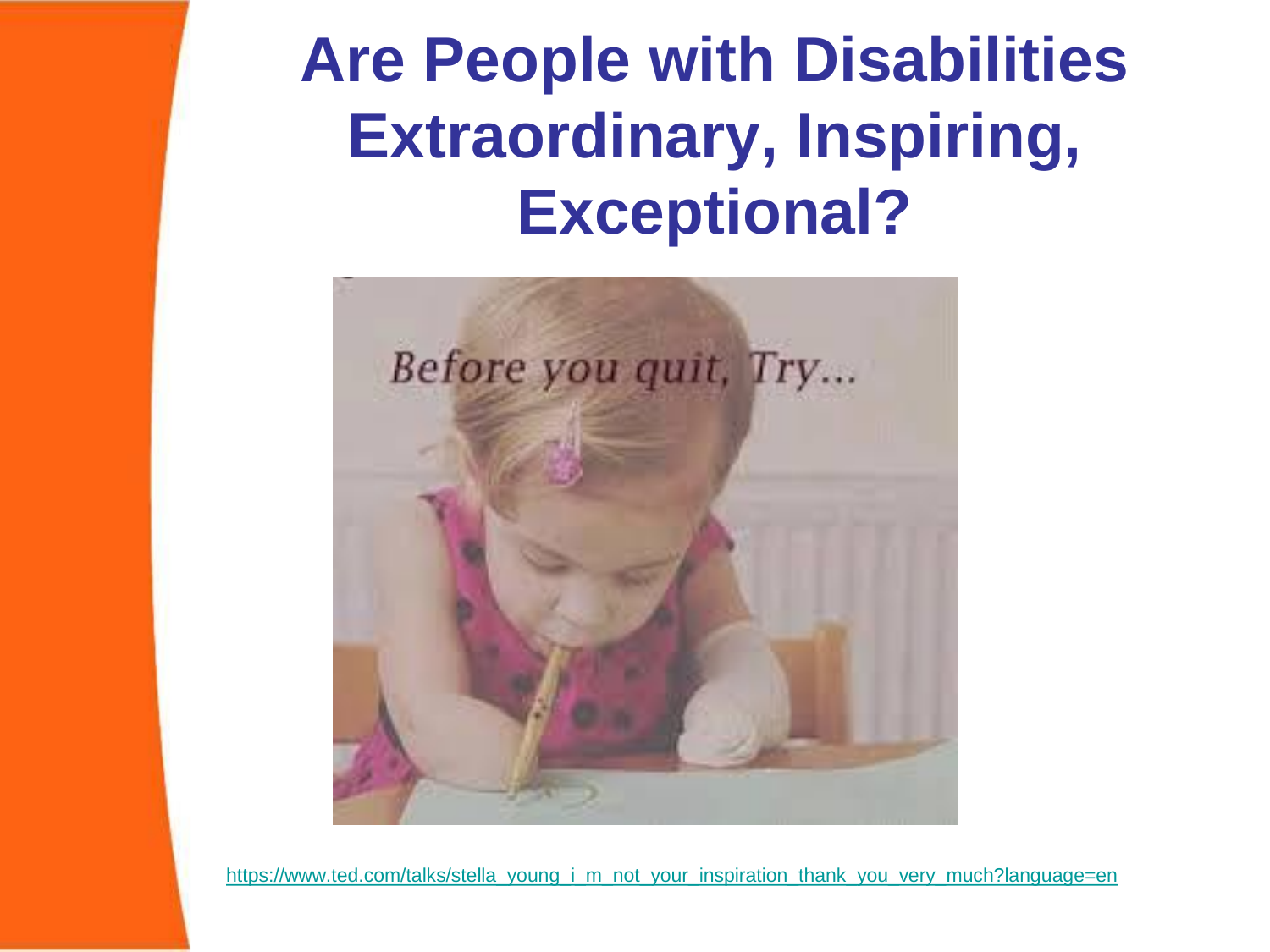# Are People with Disabilities Extraordinary, Inspiring, Exceptional?

https://www.ted.com/talks/stella_young_i_m_not_your_inspiration_thank_you_very_much?language=en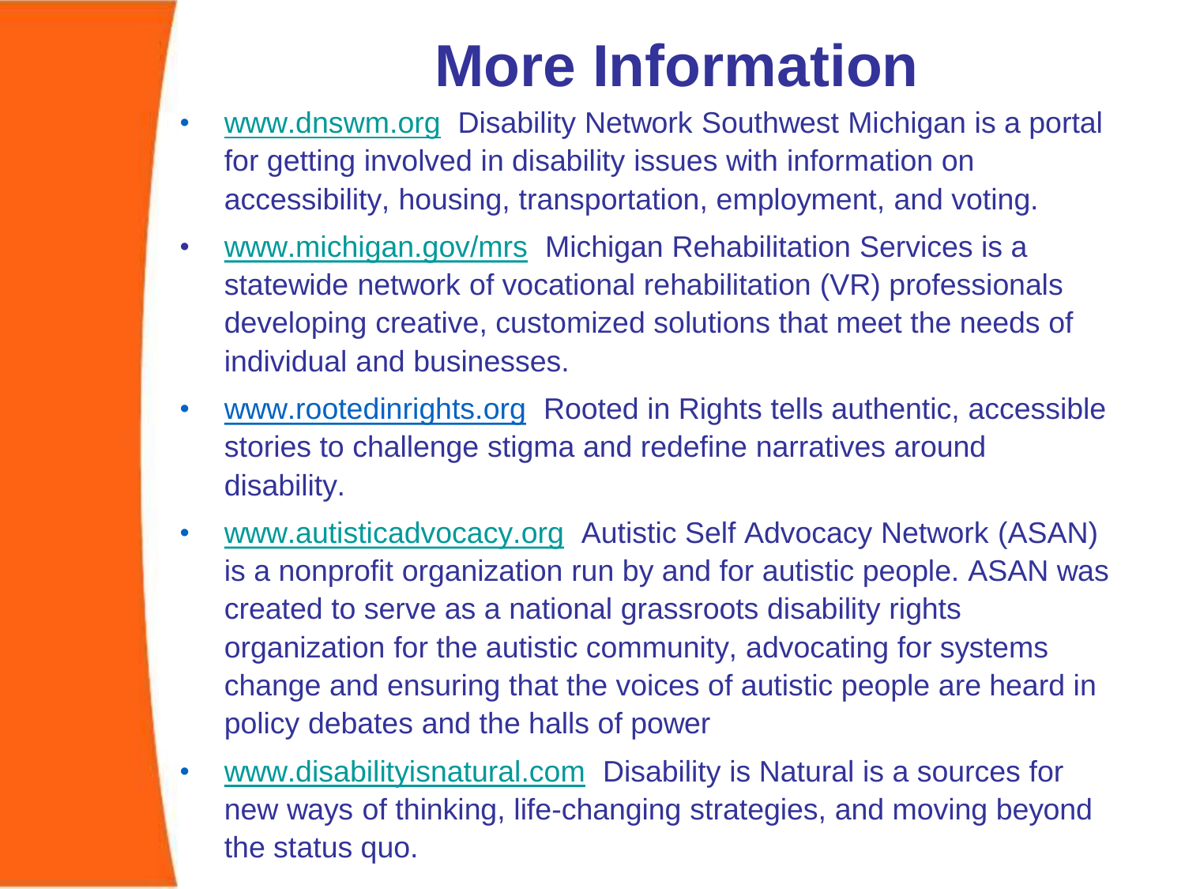# More Information

- www.dnswm.org Disability Network Southwest Michigan is a portal for getting involved in disability issues with information on accessibility, housing, transportation, employment, and voting.
- www.michigan.gov/mrs Michigan Rehabilitation Services is a statewide network of vocational rehabilitation (VR) professionals developing creative, customized solutions that meet the needs of individual and businesses.
- www.rootedinrights.org Rooted in Rights tells authentic, accessible stories to challenge stigma and redefine narratives around disability.
- www.autisticadvocacy.org Autistic Self Advocacy Network (ASAN) is a nonprofit organization run by and for autistic people. ASAN was created to serve as a national grassroots disability rights organization for the autistic community, advocating for systems change and ensuring that the voices of autistic people are heard in policy debates and the halls of power
- www.disabilityisnatural.com Disability is Natural is a sources for new ways of thinking, life-changing strategies, and moving beyond the status quo.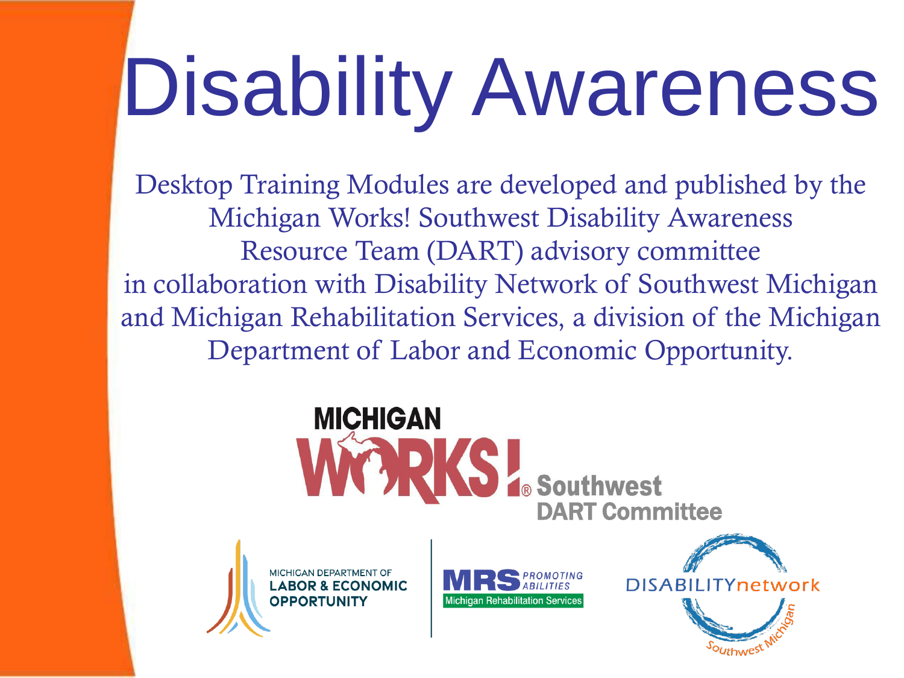# Disability Awareness

Desktop Training Modules are developed and published by the Michigan Works! Southwest Disability Awareness Resource Team (DART) advisory committee in collaboration with Disability Network of Southwest Michigan and Michigan Rehabilitation Services, a division of the Michigan Department of Labor and Economic Opportunity.

MICHIGAN WORKS!® Southwest DART Committee

MICHIGAN DEPARTMENT OF LABOR & ECONOMIC OPPORTUNITY

MRS PROMOTING ABILITIES Michigan Rehabilitation Services

DISABILITYnetwork Southwest Michigan